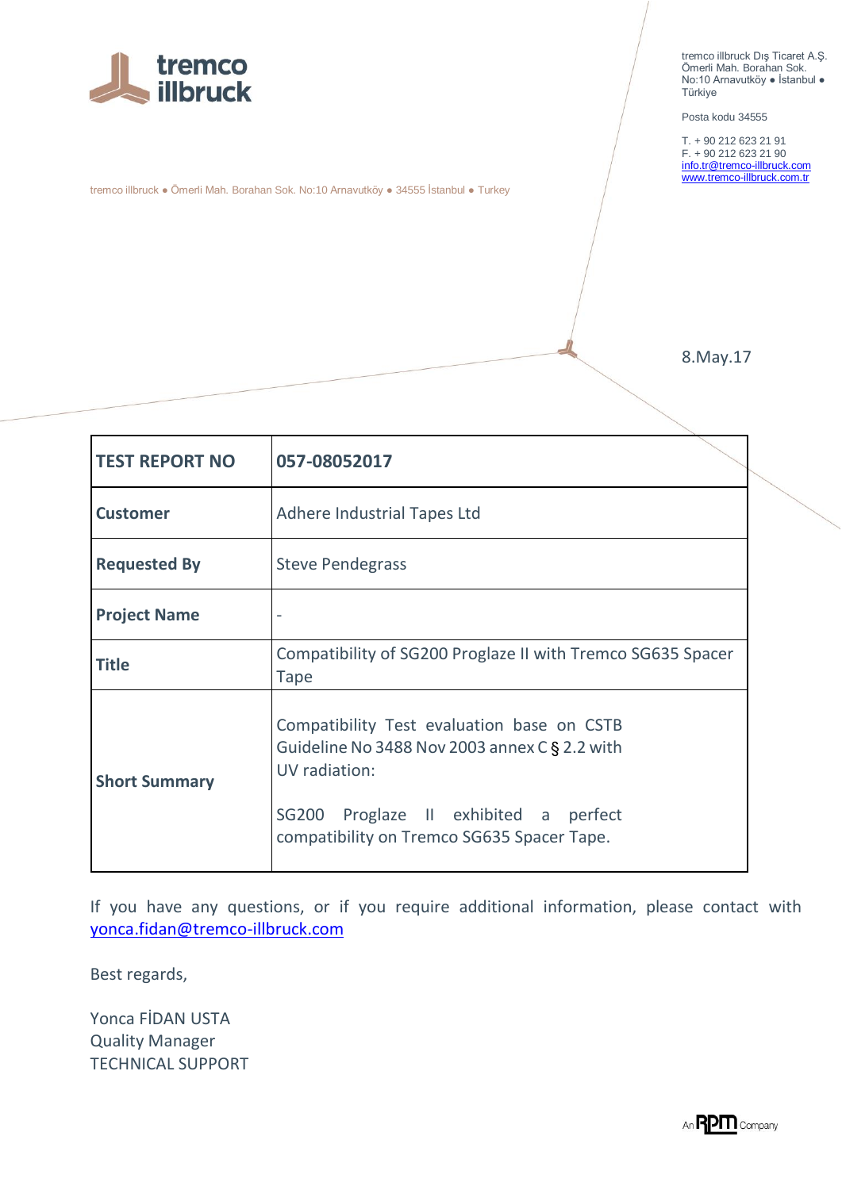tremco illbruck

tremco illbruck ● Ömerli Mah. Borahan Sok. No:10 Arnavutköy ● 34555 İstanbul ● Turkey

tremco illbruck Dış Ticaret A.Ş.
Ömerli Mah. Borahan Sok.
No:10 Arnavutköy ● İstanbul ●
Türkiye

Posta kodu 34555

T. + 90 212 623 21 91
F. + 90 212 623 21 90
info.tr@tremco-illbruck.com
www.tremco-illbruck.com.tr

8.May.17

| **TEST REPORT NO** | **057-08052017** |
|---|---|
| **Customer** | Adhere Industrial Tapes Ltd |
| **Requested By** | Steve Pendegrass |
| **Project Name** | - |
| **Title** | Compatibility of SG200 Proglaze II with Tremco SG635 Spacer Tape |
| **Short Summary** | Compatibility Test evaluation base on CSTB Guideline No 3488 Nov 2003 annex C § 2.2 with UV radiation: <br><br> SG200 Proglaze II exhibited a perfect compatibility on Tremco SG635 Spacer Tape. |

If you have any questions, or if you require additional information, please contact with yonca.fidan@tremco-illbruck.com

Best regards,

Yonca FİDAN USTA
Quality Manager
TECHNICAL SUPPORT

An RPM Company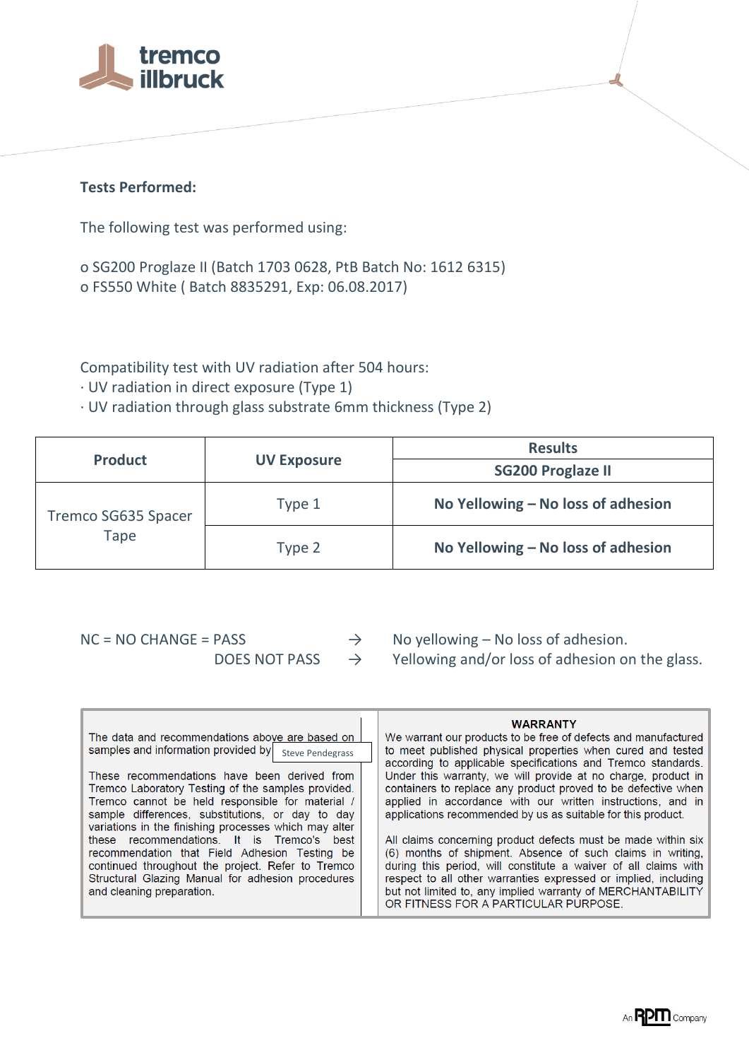**Tests Performed:**

The following test was performed using:

o SG200 Proglaze II (Batch 1703 0628, PtB Batch No: 1612 6315)
o FS550 White ( Batch 8835291, Exp: 06.08.2017)

Compatibility test with UV radiation after 504 hours:
· UV radiation in direct exposure (Type 1)
· UV radiation through glass substrate 6mm thickness (Type 2)

| Product | UV Exposure | Results |
|---|---|---|
| | | **SG200 Proglaze II** |
| Tremco SG635 Spacer Tape | Type 1 | **No Yellowing – No loss of adhesion** |
| | Type 2 | **No Yellowing – No loss of adhesion** |

NC = NO CHANGE = PASS → No yellowing – No loss of adhesion.
DOES NOT PASS → Yellowing and/or loss of adhesion on the glass.

The data and recommendations above are based on samples and information provided by Steve Pendegrass

These recommendations have been derived from Tremco Laboratory Testing of the samples provided. Tremco cannot be held responsible for material / sample differences, substitutions, or day to day variations in the finishing processes which may alter these recommendations. It is Tremco's best recommendation that Field Adhesion Testing be continued throughout the project. Refer to Tremco Structural Glazing Manual for adhesion procedures and cleaning preparation.

**WARRANTY**

We warrant our products to be free of defects and manufactured to meet published physical properties when cured and tested according to applicable specifications and Tremco standards. Under this warranty, we will provide at no charge, product in containers to replace any product proved to be defective when applied in accordance with our written instructions, and in applications recommended by us as suitable for this product.

All claims concerning product defects must be made within six (6) months of shipment. Absence of such claims in writing, during this period, will constitute a waiver of all claims with respect to all other warranties expressed or implied, including but not limited to, any implied warranty of MERCHANTABILITY OR FITNESS FOR A PARTICULAR PURPOSE.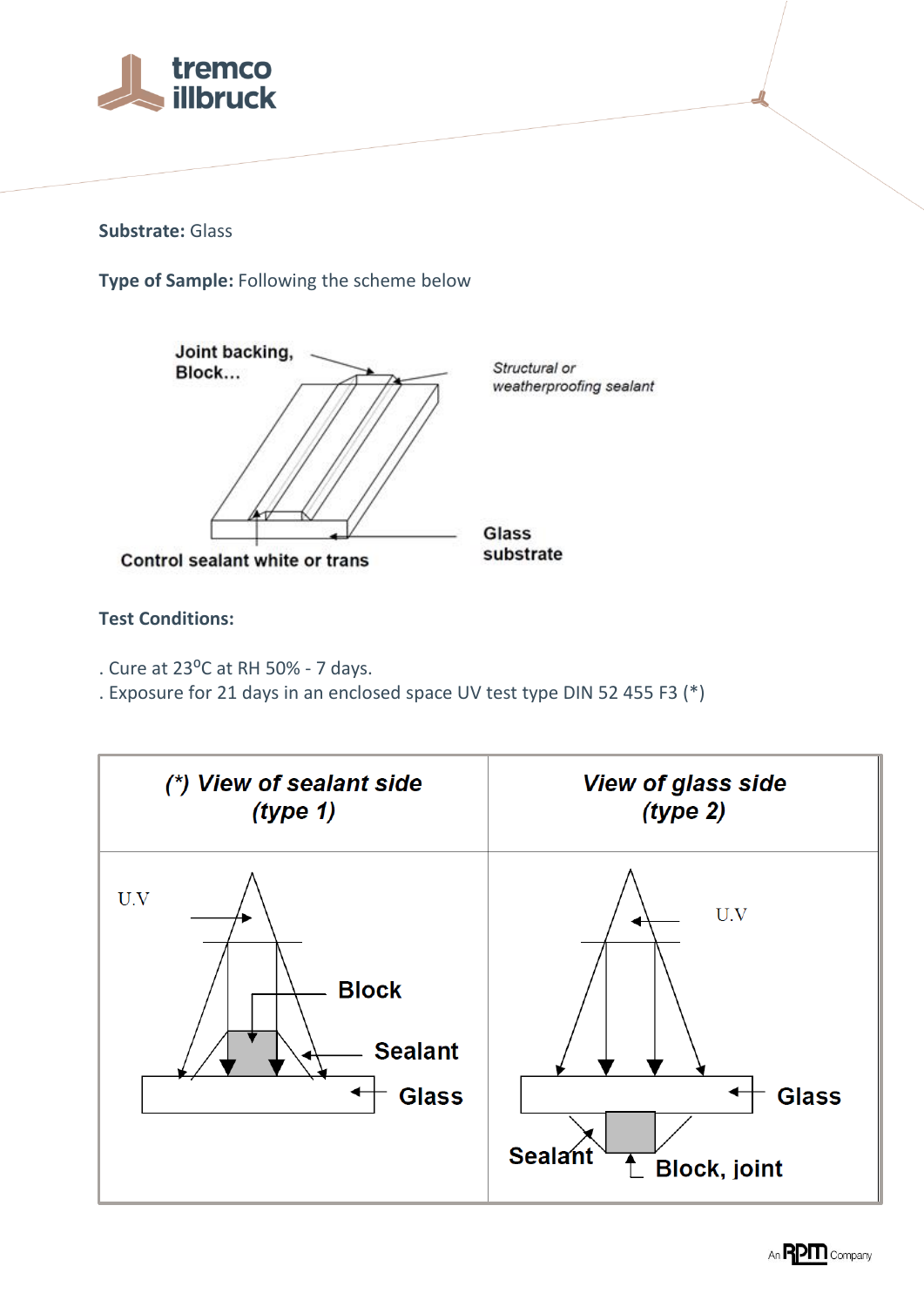**Substrate:** Glass

**Type of Sample:** Following the scheme below

Joint backing, Block...

Structural or weatherproofing sealant

Glass substrate

Control sealant white or trans

**Test Conditions:**

. Cure at 23°C at RH 50% - 7 days.
. Exposure for 21 days in an enclosed space UV test type DIN 52 455 F3 (*)

| *(*) View of sealant side (type 1)* | *View of glass side (type 2)* |
|---|---|
| U.V<br>Block<br>Sealant<br>Glass | U.V<br>Glass<br>Sealant<br>Block, joint |